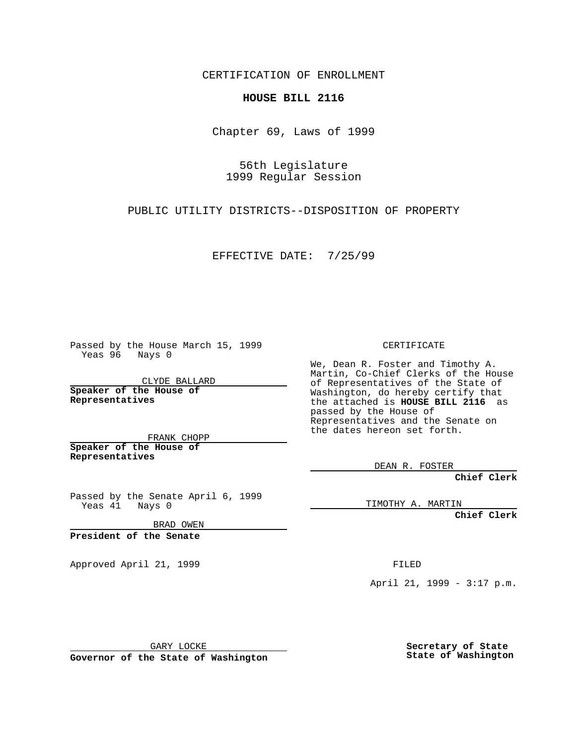CERTIFICATION OF ENROLLMENT

**HOUSE BILL 2116**

Chapter 69, Laws of 1999

56th Legislature
1999 Regular Session

PUBLIC UTILITY DISTRICTS--DISPOSITION OF PROPERTY

EFFECTIVE DATE: 7/25/99

Passed by the House March 15, 1999
Yeas 96 Nays 0

CLYDE BALLARD

**Speaker of the House of Representatives**

FRANK CHOPP

**Speaker of the House of Representatives**

Passed by the Senate April 6, 1999
Yeas 41 Nays 0

BRAD OWEN

**President of the Senate**

Approved April 21, 1999

GARY LOCKE

**Governor of the State of Washington**

CERTIFICATE

We, Dean R. Foster and Timothy A. Martin, Co-Chief Clerks of the House of Representatives of the State of Washington, do hereby certify that the attached is **HOUSE BILL 2116** as passed by the House of Representatives and the Senate on the dates hereon set forth.

DEAN R. FOSTER

**Chief Clerk**

TIMOTHY A. MARTIN

**Chief Clerk**

FILED

April 21, 1999 - 3:17 p.m.

**Secretary of State
State of Washington**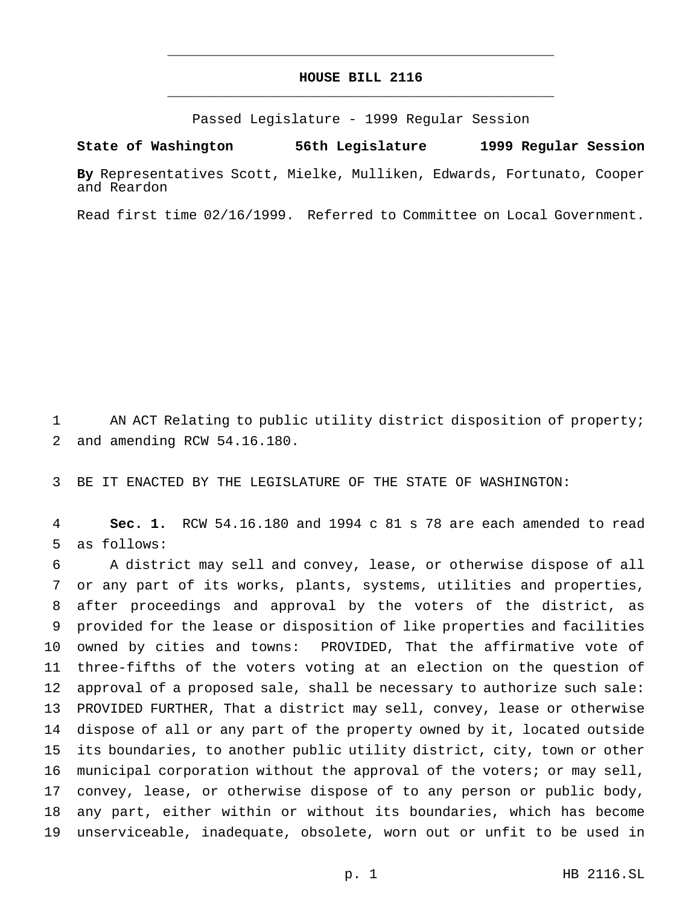# HOUSE BILL 2116

Passed Legislature - 1999 Regular Session

**State of Washington 56th Legislature 1999 Regular Session**

**By** Representatives Scott, Mielke, Mulliken, Edwards, Fortunato, Cooper and Reardon

Read first time 02/16/1999. Referred to Committee on Local Government.

AN ACT Relating to public utility district disposition of property; and amending RCW 54.16.180.

BE IT ENACTED BY THE LEGISLATURE OF THE STATE OF WASHINGTON:

**Sec. 1.** RCW 54.16.180 and 1994 c 81 s 78 are each amended to read as follows:

A district may sell and convey, lease, or otherwise dispose of all or any part of its works, plants, systems, utilities and properties, after proceedings and approval by the voters of the district, as provided for the lease or disposition of like properties and facilities owned by cities and towns: PROVIDED, That the affirmative vote of three-fifths of the voters voting at an election on the question of approval of a proposed sale, shall be necessary to authorize such sale: PROVIDED FURTHER, That a district may sell, convey, lease or otherwise dispose of all or any part of the property owned by it, located outside its boundaries, to another public utility district, city, town or other municipal corporation without the approval of the voters; or may sell, convey, lease, or otherwise dispose of to any person or public body, any part, either within or without its boundaries, which has become unserviceable, inadequate, obsolete, worn out or unfit to be used in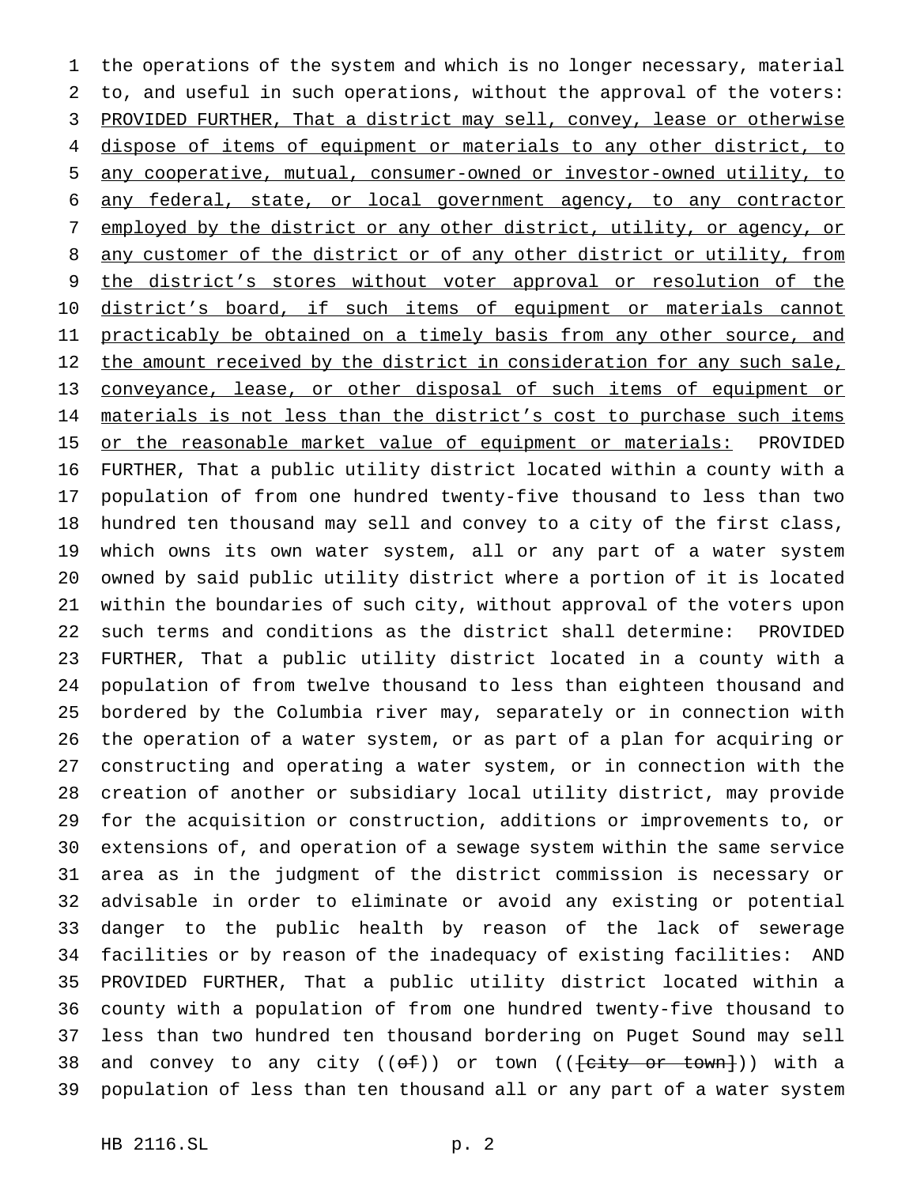the operations of the system and which is no longer necessary, material to, and useful in such operations, without the approval of the voters: <u>PROVIDED FURTHER, That a district may sell, convey, lease or otherwise dispose of items of equipment or materials to any other district, to any cooperative, mutual, consumer-owned or investor-owned utility, to any federal, state, or local government agency, to any contractor employed by the district or any other district, utility, or agency, or any customer of the district or of any other district or utility, from the district's stores without voter approval or resolution of the district's board, if such items of equipment or materials cannot practicably be obtained on a timely basis from any other source, and the amount received by the district in consideration for any such sale, conveyance, lease, or other disposal of such items of equipment or materials is not less than the district's cost to purchase such items or the reasonable market value of equipment or materials:</u> PROVIDED FURTHER, That a public utility district located within a county with a population of from one hundred twenty-five thousand to less than two hundred ten thousand may sell and convey to a city of the first class, which owns its own water system, all or any part of a water system owned by said public utility district where a portion of it is located within the boundaries of such city, without approval of the voters upon such terms and conditions as the district shall determine: PROVIDED FURTHER, That a public utility district located in a county with a population of from twelve thousand to less than eighteen thousand and bordered by the Columbia river may, separately or in connection with the operation of a water system, or as part of a plan for acquiring or constructing and operating a water system, or in connection with the creation of another or subsidiary local utility district, may provide for the acquisition or construction, additions or improvements to, or extensions of, and operation of a sewage system within the same service area as in the judgment of the district commission is necessary or advisable in order to eliminate or avoid any existing or potential danger to the public health by reason of the lack of sewerage facilities or by reason of the inadequacy of existing facilities: AND PROVIDED FURTHER, That a public utility district located within a county with a population of from one hundred twenty-five thousand to less than two hundred ten thousand bordering on Puget Sound may sell and convey to any city ((~~of~~)) or town ((~~[city or town]~~)) with a population of less than ten thousand all or any part of a water system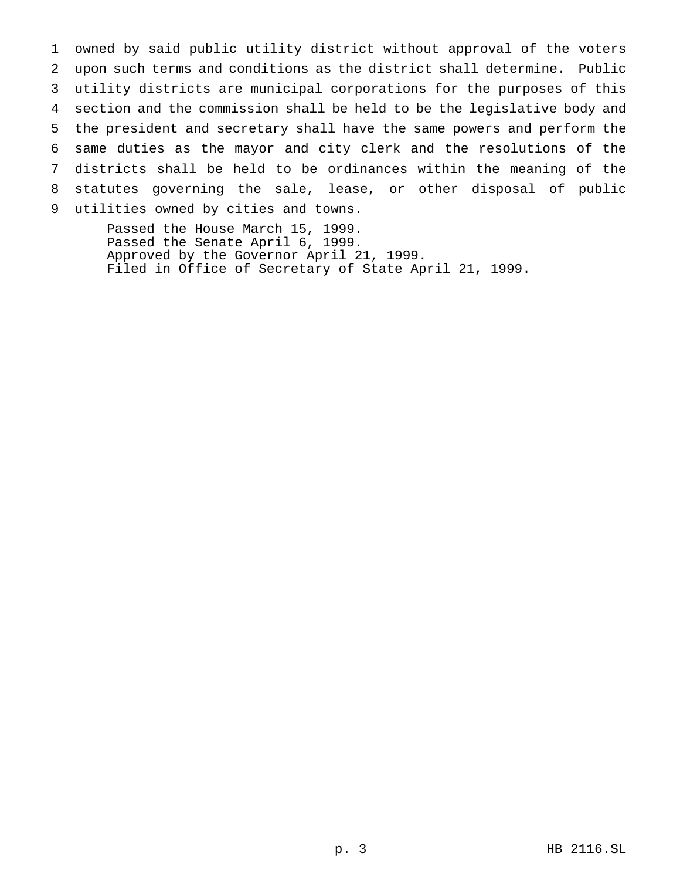owned by said public utility district without approval of the voters upon such terms and conditions as the district shall determine. Public utility districts are municipal corporations for the purposes of this section and the commission shall be held to be the legislative body and the president and secretary shall have the same powers and perform the same duties as the mayor and city clerk and the resolutions of the districts shall be held to be ordinances within the meaning of the statutes governing the sale, lease, or other disposal of public utilities owned by cities and towns.

Passed the House March 15, 1999.
Passed the Senate April 6, 1999.
Approved by the Governor April 21, 1999.
Filed in Office of Secretary of State April 21, 1999.